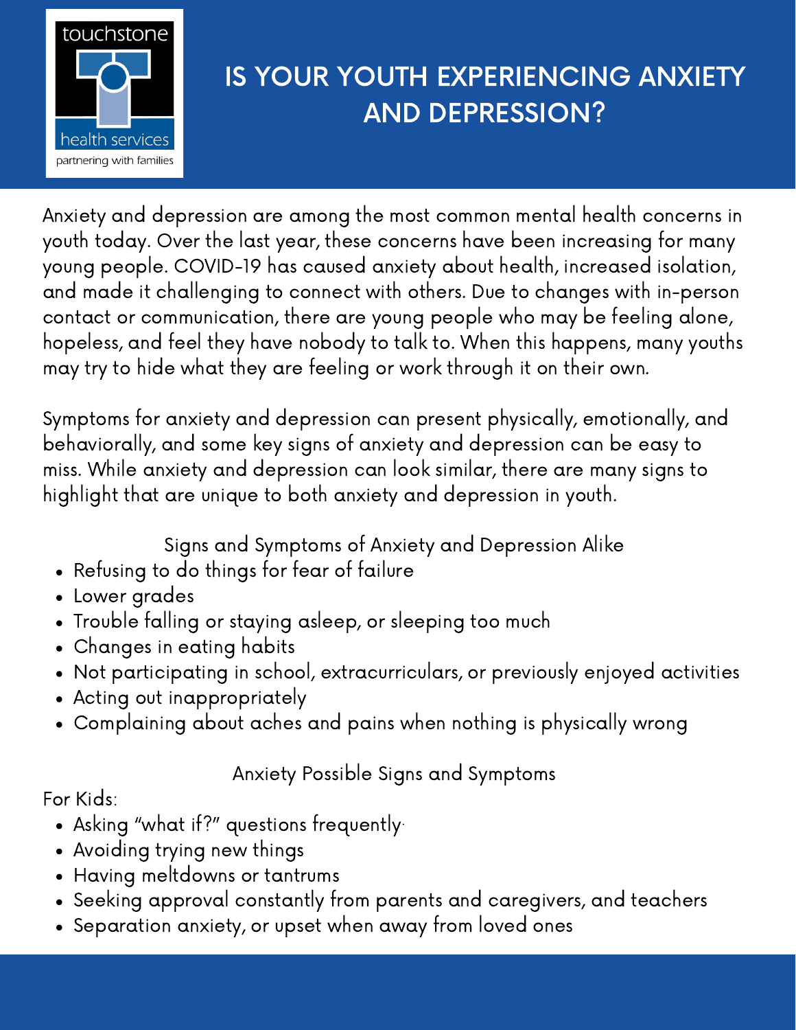touchstone

health services

partnering with families

# IS YOUR YOUTH EXPERIENCING ANXIETY AND DEPRESSION?

Anxiety and depression are among the most common mental health concerns in youth today. Over the last year, these concerns have been increasing for many young people. COVID-19 has caused anxiety about health, increased isolation, and made it challenging to connect with others. Due to changes with in-person contact or communication, there are young people who may be feeling alone, hopeless, and feel they have nobody to talk to. When this happens, many youths may try to hide what they are feeling or work through it on their own.

Symptoms for anxiety and depression can present physically, emotionally, and behaviorally, and some key signs of anxiety and depression can be easy to miss. While anxiety and depression can look similar, there are many signs to highlight that are unique to both anxiety and depression in youth.

## Signs and Symptoms of Anxiety and Depression Alike

- Refusing to do things for fear of failure
- Lower grades
- Trouble falling or staying asleep, or sleeping too much
- Changes in eating habits
- Not participating in school, extracurriculars, or previously enjoyed activities
- Acting out inappropriately
- Complaining about aches and pains when nothing is physically wrong

## Anxiety Possible Signs and Symptoms

For Kids:

- Asking "what if?" questions frequently.
- Avoiding trying new things
- Having meltdowns or tantrums
- Seeking approval constantly from parents and caregivers, and teachers
- Separation anxiety, or upset when away from loved ones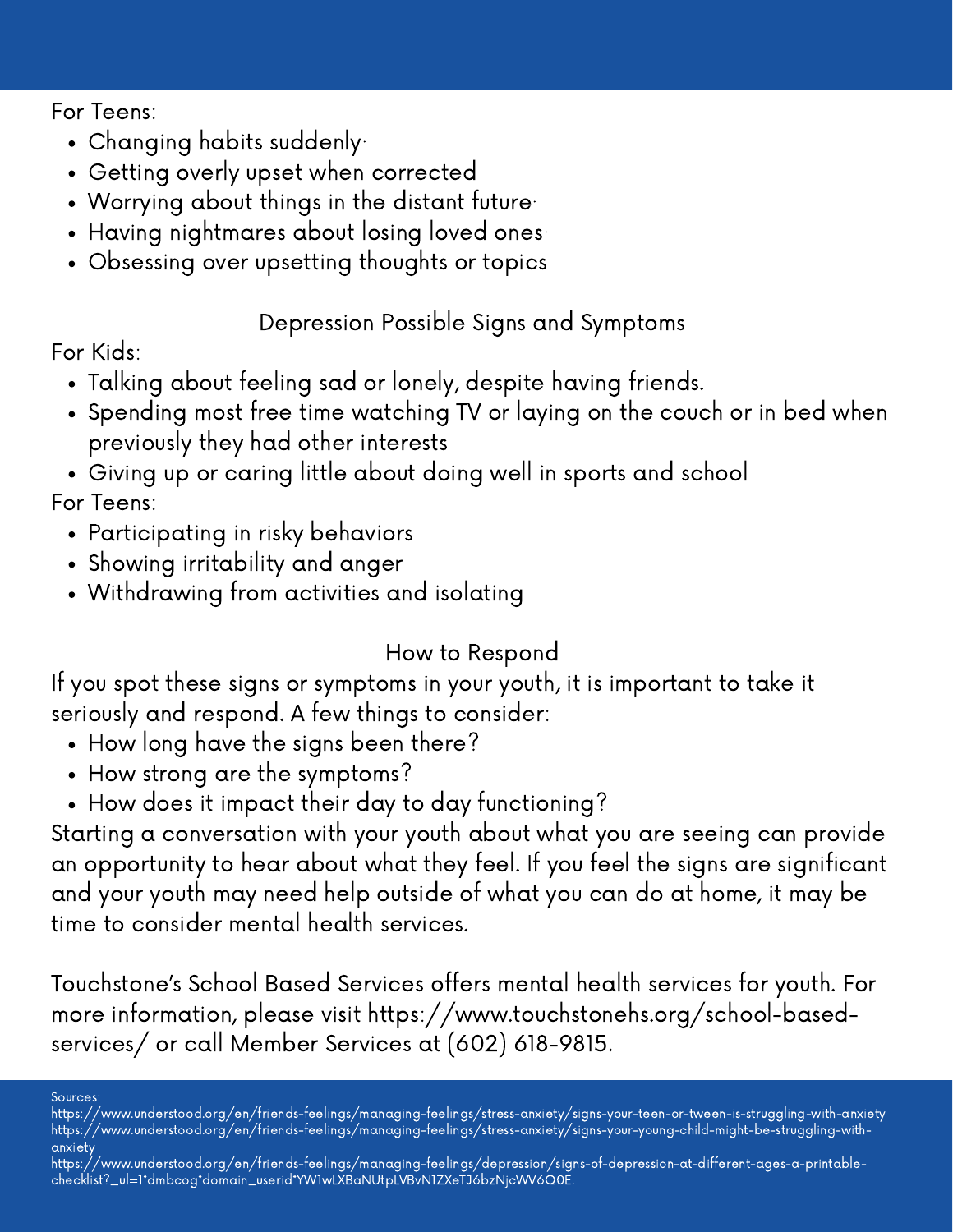For Teens:

- Changing habits suddenly.
- Getting overly upset when corrected
- Worrying about things in the distant future.
- Having nightmares about losing loved ones.
- Obsessing over upsetting thoughts or topics

## Depression Possible Signs and Symptoms

For Kids:

- Talking about feeling sad or lonely, despite having friends.
- Spending most free time watching TV or laying on the couch or in bed when previously they had other interests
- Giving up or caring little about doing well in sports and school

For Teens:

- Participating in risky behaviors
- Showing irritability and anger
- Withdrawing from activities and isolating

## How to Respond

If you spot these signs or symptoms in your youth, it is important to take it seriously and respond. A few things to consider:

- How long have the signs been there?
- How strong are the symptoms?
- How does it impact their day to day functioning?

Starting a conversation with your youth about what you are seeing can provide an opportunity to hear about what they feel. If you feel the signs are significant and your youth may need help outside of what you can do at home, it may be time to consider mental health services.

Touchstone's School Based Services offers mental health services for youth. For more information, please visit https://www.touchstonehs.org/school-based-services/ or call Member Services at (602) 618-9815.

Sources:
https://www.understood.org/en/friends-feelings/managing-feelings/stress-anxiety/signs-your-teen-or-tween-is-struggling-with-anxiety
https://www.understood.org/en/friends-feelings/managing-feelings/stress-anxiety/signs-your-young-child-might-be-struggling-with-anxiety
https://www.understood.org/en/friends-feelings/managing-feelings/depression/signs-of-depression-at-different-ages-a-printable-checklist?_ul=1*dmbcog*domain_userid*YW1wLXBaNUtpLVBvN1ZXeTJ6bzNjcWV6Q0E.